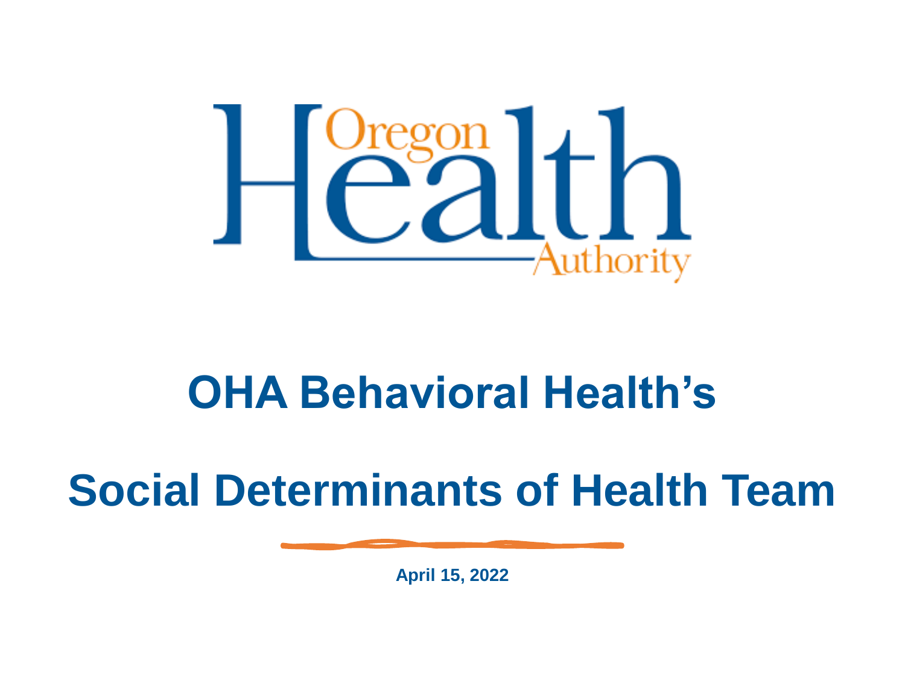Oregon Health Authority

# OHA Behavioral Health's

# Social Determinants of Health Team

**April 15, 2022**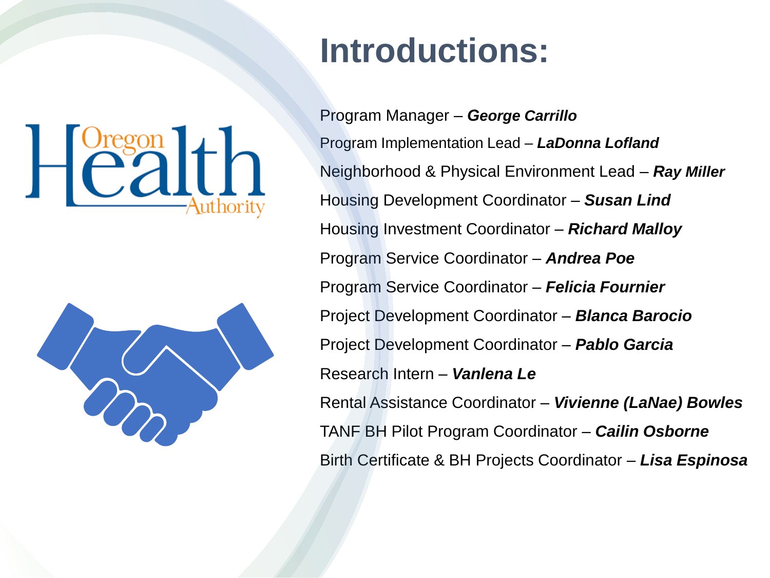# Introductions:

Program Manager – ***George Carrillo***

Program Implementation Lead – ***LaDonna Lofland***

Neighborhood & Physical Environment Lead – ***Ray Miller***

Housing Development Coordinator – ***Susan Lind***

Housing Investment Coordinator – ***Richard Malloy***

Program Service Coordinator – ***Andrea Poe***

Program Service Coordinator – ***Felicia Fournier***

Project Development Coordinator – ***Blanca Barocio***

Project Development Coordinator – ***Pablo Garcia***

Research Intern – ***Vanlena Le***

Rental Assistance Coordinator – ***Vivienne (LaNae) Bowles***

TANF BH Pilot Program Coordinator – ***Cailin Osborne***

Birth Certificate & BH Projects Coordinator – ***Lisa Espinosa***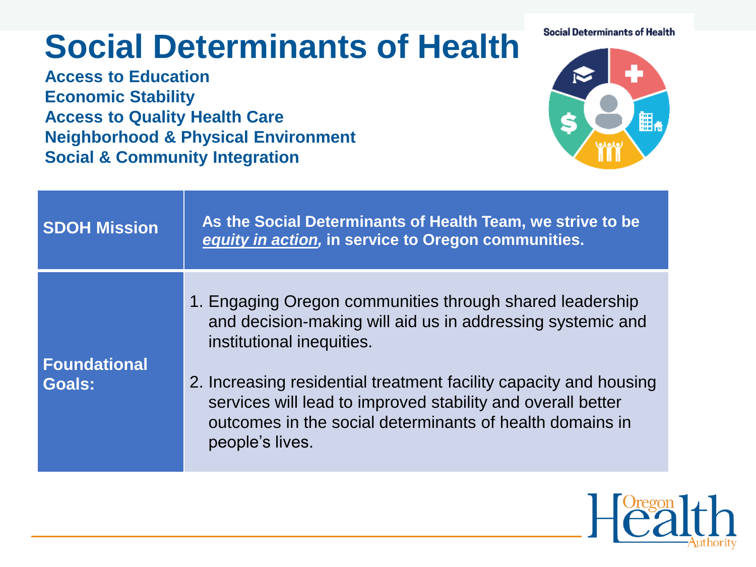# Social Determinants of Health

**Access to Education**
**Economic Stability**
**Access to Quality Health Care**
**Neighborhood & Physical Environment**
**Social & Community Integration**

| | |
|---|---|
| **SDOH Mission** | **As the Social Determinants of Health Team, we strive to be *equity in action*, in service to Oregon communities.** |
| **Foundational Goals:** | 1. Engaging Oregon communities through shared leadership and decision-making will aid us in addressing systemic and institutional inequities.<br><br>2. Increasing residential treatment facility capacity and housing services will lead to improved stability and overall better outcomes in the social determinants of health domains in people's lives. |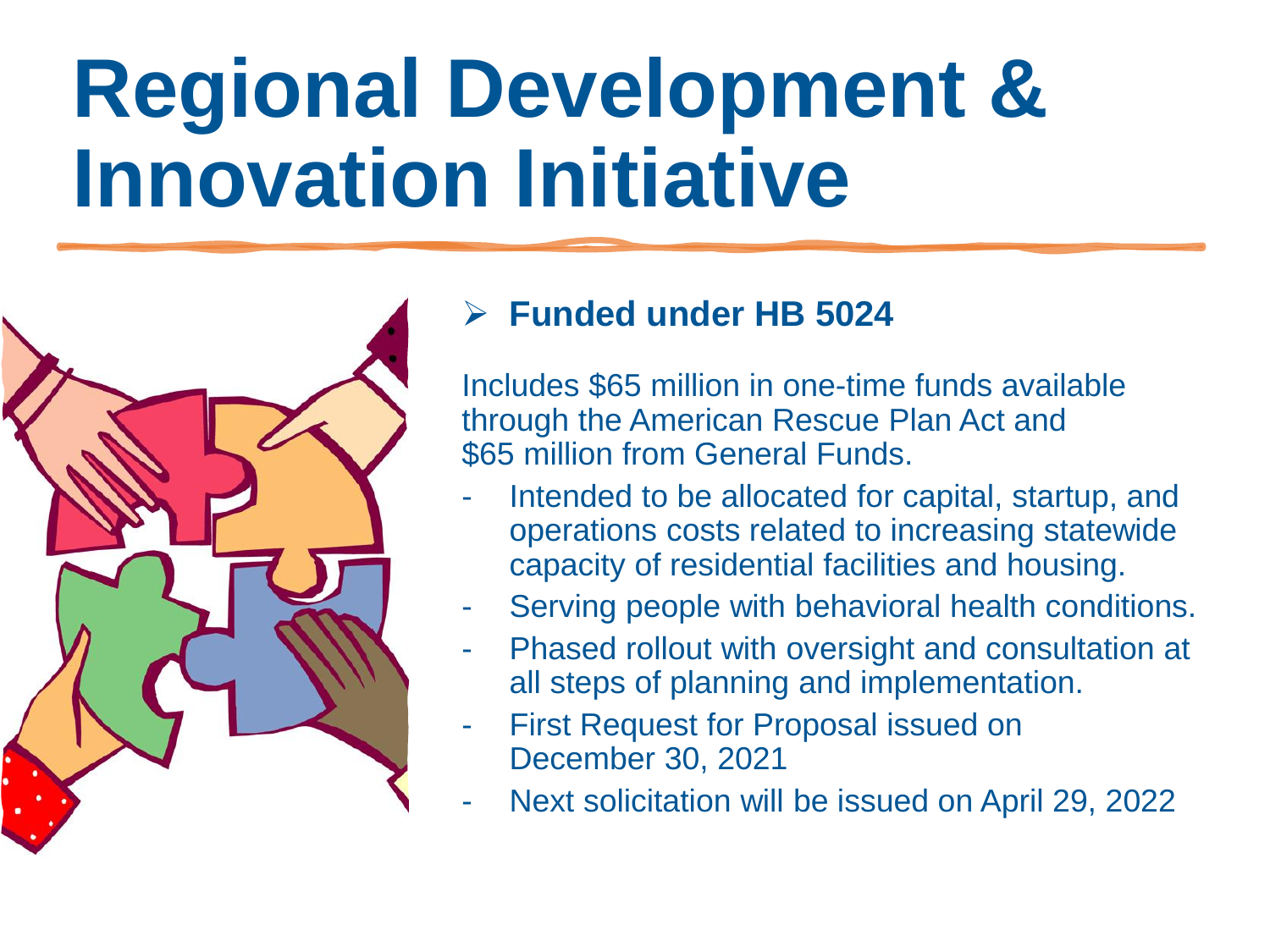# Regional Development & Innovation Initiative

- **Funded under HB 5024**

Includes $65 million in one-time funds available through the American Rescue Plan Act and $65 million from General Funds.

- Intended to be allocated for capital, startup, and operations costs related to increasing statewide capacity of residential facilities and housing.
- Serving people with behavioral health conditions.
- Phased rollout with oversight and consultation at all steps of planning and implementation.
- First Request for Proposal issued on December 30, 2021
- Next solicitation will be issued on April 29, 2022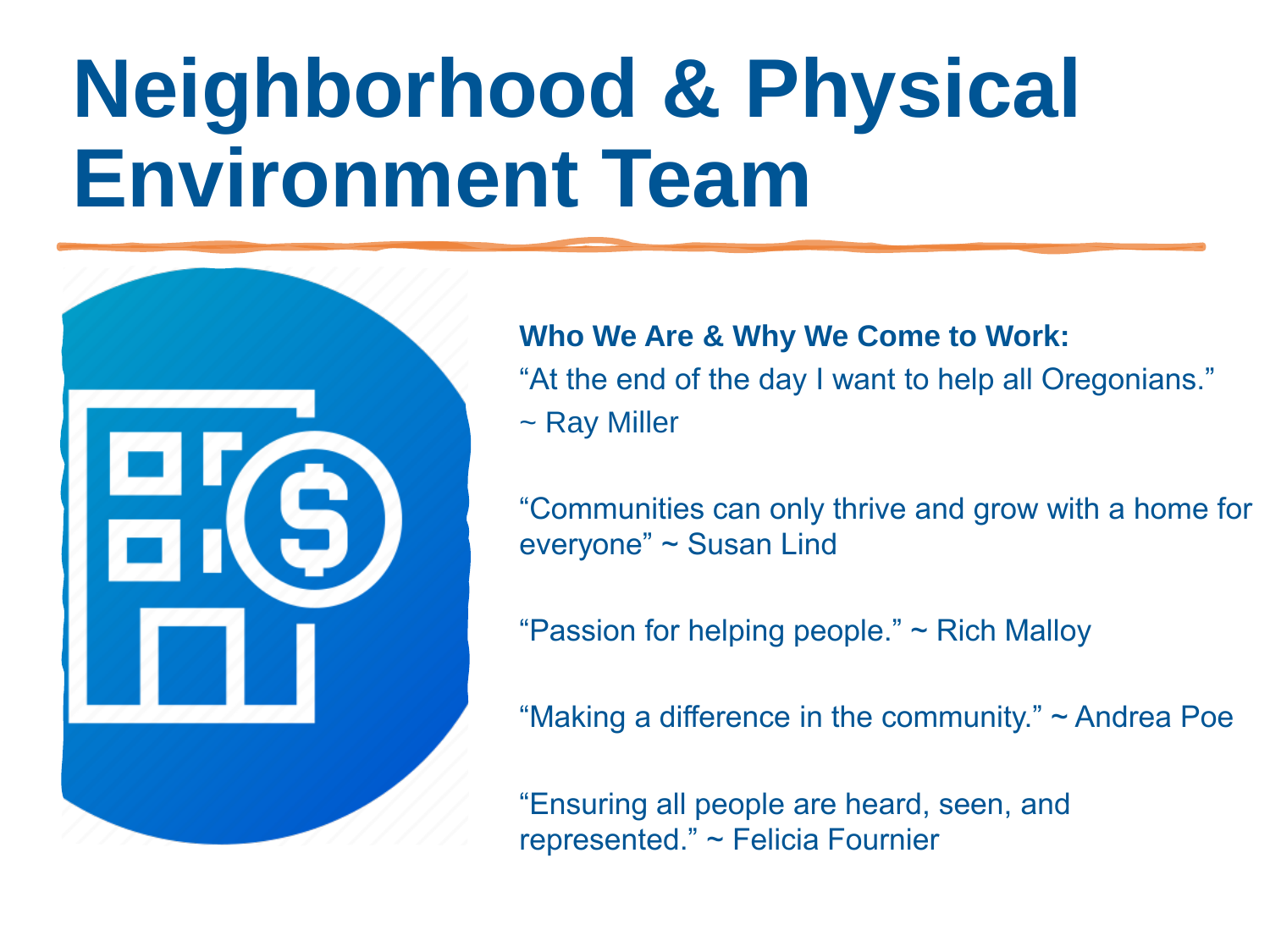# Neighborhood & Physical Environment Team

**Who We Are & Why We Come to Work:**

“At the end of the day I want to help all Oregonians.” ~ Ray Miller

“Communities can only thrive and grow with a home for everyone” ~ Susan Lind

“Passion for helping people.” ~ Rich Malloy

“Making a difference in the community.” ~ Andrea Poe

“Ensuring all people are heard, seen, and represented.” ~ Felicia Fournier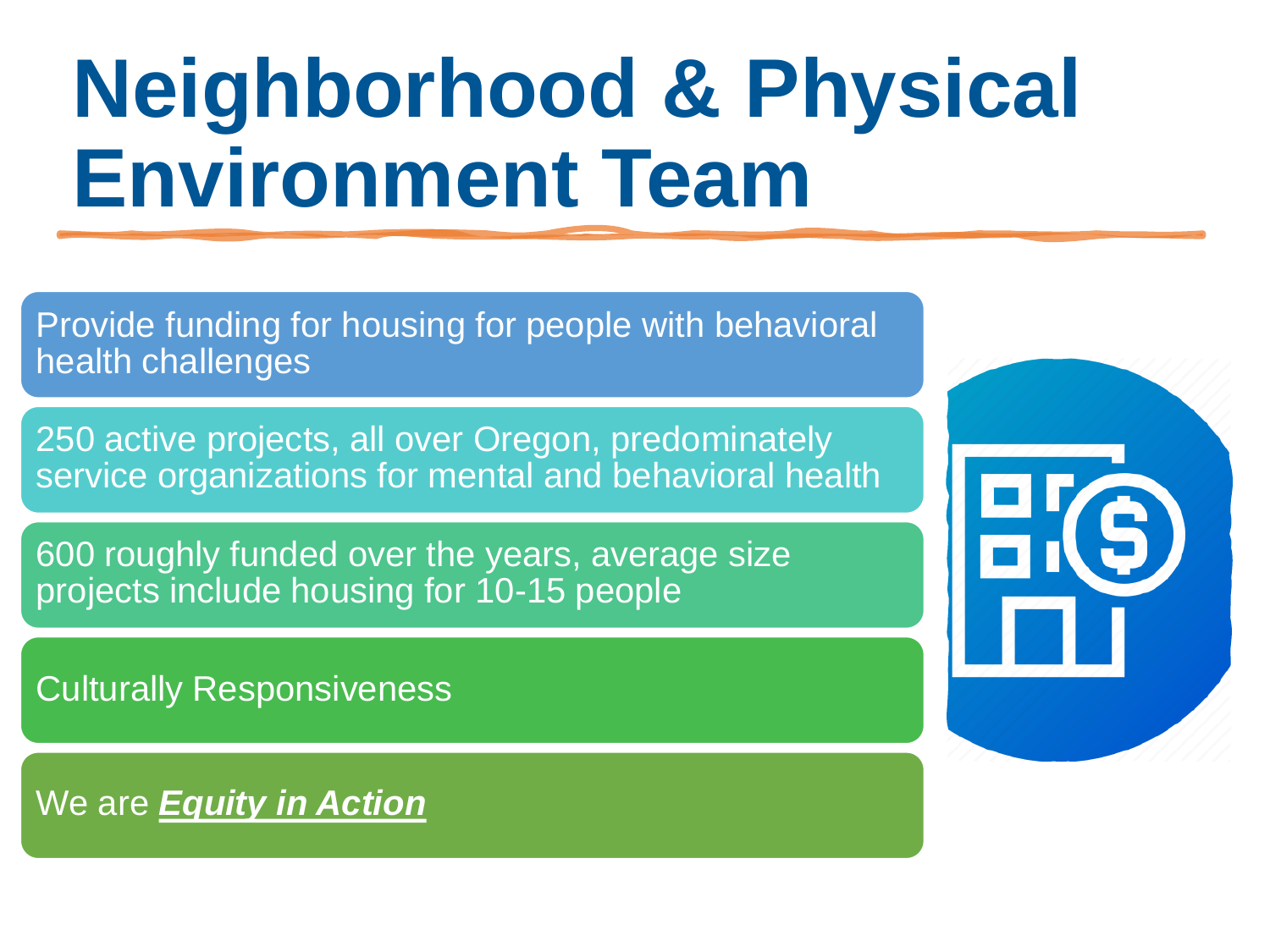# Neighborhood & Physical Environment Team

- Provide funding for housing for people with behavioral health challenges
- 250 active projects, all over Oregon, predominately service organizations for mental and behavioral health
- 600 roughly funded over the years, average size projects include housing for 10-15 people
- Culturally Responsiveness
- We are ***Equity in Action***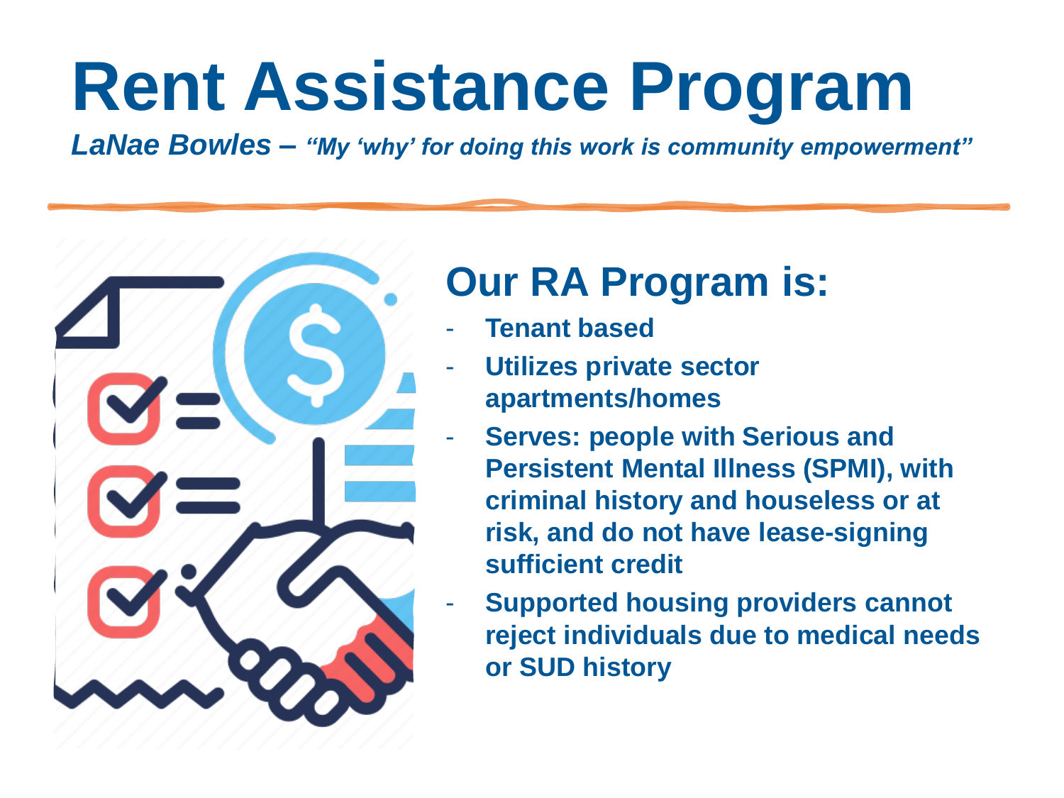# Rent Assistance Program

***LaNae Bowles – "My 'why' for doing this work is community empowerment"***

## Our RA Program is:

- **Tenant based**
- **Utilizes private sector apartments/homes**
- **Serves: people with Serious and Persistent Mental Illness (SPMI), with criminal history and houseless or at risk, and do not have lease-signing sufficient credit**
- **Supported housing providers cannot reject individuals due to medical needs or SUD history**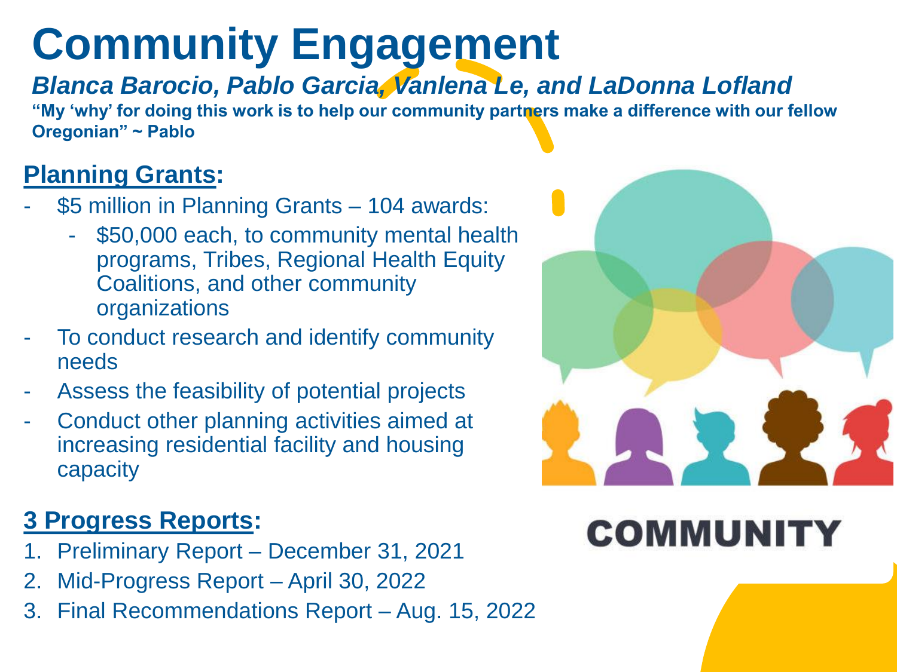# Community Engagement

***Blanca Barocio, Pablo Garcia, Vanlena Le, and LaDonna Lofland***

**"My 'why' for doing this work is to help our community partners make a difference with our fellow Oregonian" ~ Pablo**

## Planning Grants:

- $5 million in Planning Grants – 104 awards:
  - $50,000 each, to community mental health programs, Tribes, Regional Health Equity Coalitions, and other community organizations
- To conduct research and identify community needs
- Assess the feasibility of potential projects
- Conduct other planning activities aimed at increasing residential facility and housing capacity

## 3 Progress Reports:

1. Preliminary Report – December 31, 2021
2. Mid-Progress Report – April 30, 2022
3. Final Recommendations Report – Aug. 15, 2022

COMMUNITY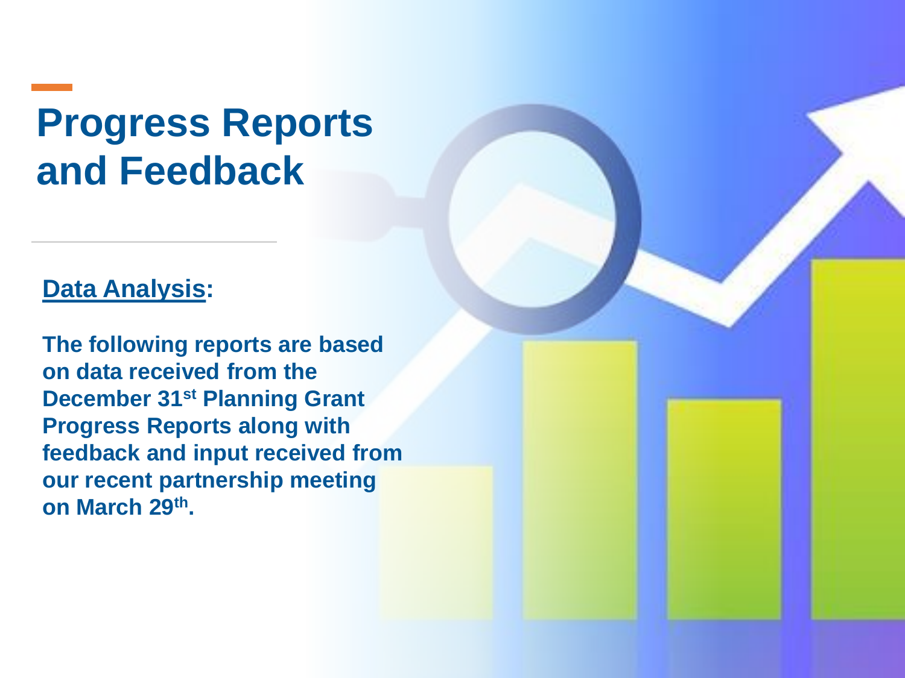# Progress Reports and Feedback

**Data Analysis:**

**The following reports are based on data received from the December 31st Planning Grant Progress Reports along with feedback and input received from our recent partnership meeting on March 29th.**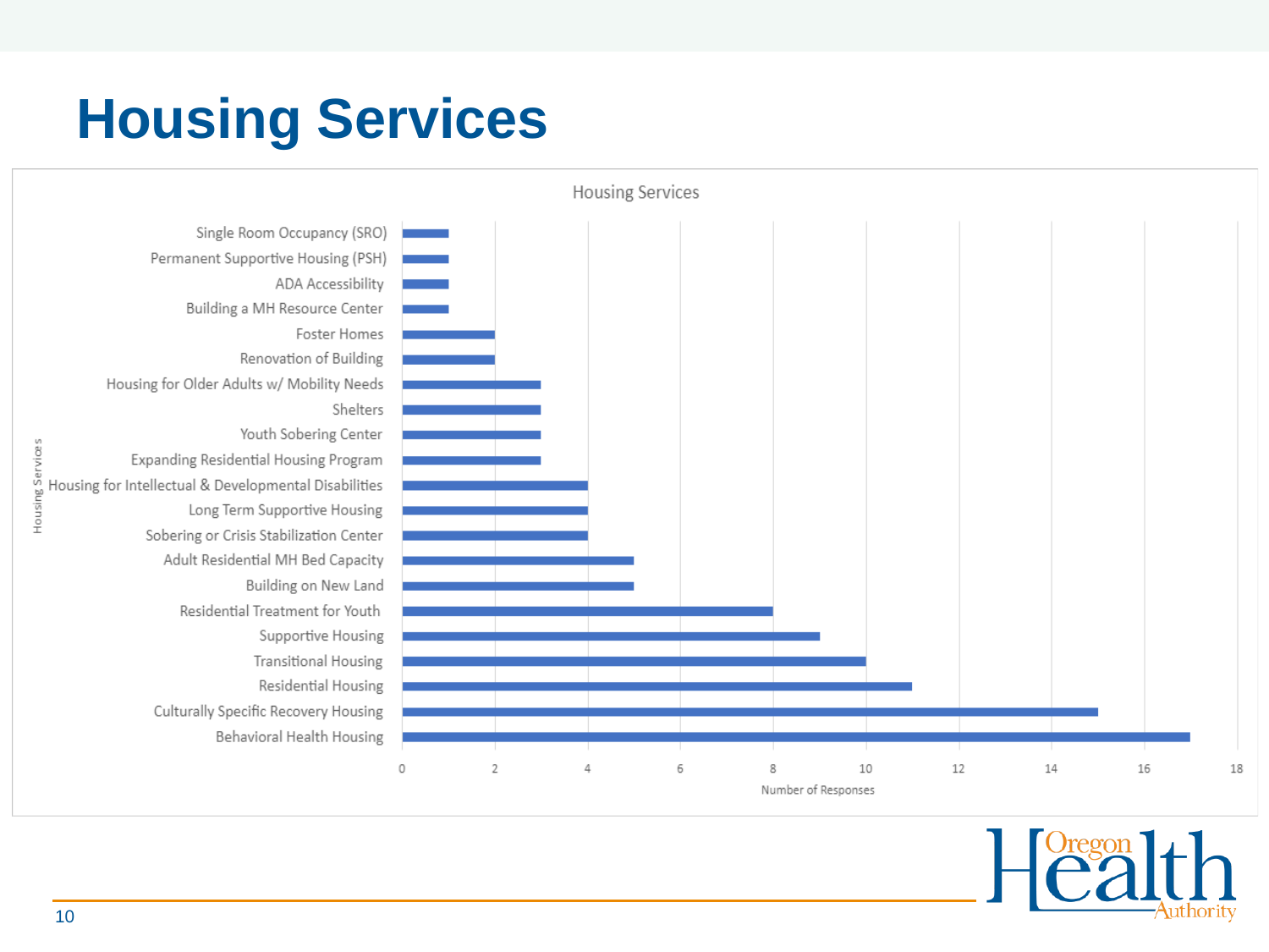# Housing Services

Housing Services

| Housing Services | Number of Responses |
|---|---|
| Single Room Occupancy (SRO) | 1 |
| Permanent Supportive Housing (PSH) | 1 |
| ADA Accessibility | 1 |
| Building a MH Resource Center | 1 |
| Foster Homes | 2 |
| Renovation of Building | 2 |
| Housing for Older Adults w/ Mobility Needs | 3 |
| Shelters | 3 |
| Youth Sobering Center | 3 |
| Expanding Residential Housing Program | 3 |
| Housing for Intellectual & Developmental Disabilities | 4 |
| Long Term Supportive Housing | 4 |
| Sobering or Crisis Stabilization Center | 4 |
| Adult Residential MH Bed Capacity | 5 |
| Building on New Land | 5 |
| Residential Treatment for Youth | 8 |
| Supportive Housing | 9 |
| Transitional Housing | 10 |
| Residential Housing | 11 |
| Culturally Specific Recovery Housing | 15 |
| Behavioral Health Housing | 17 |

Oregon Health Authority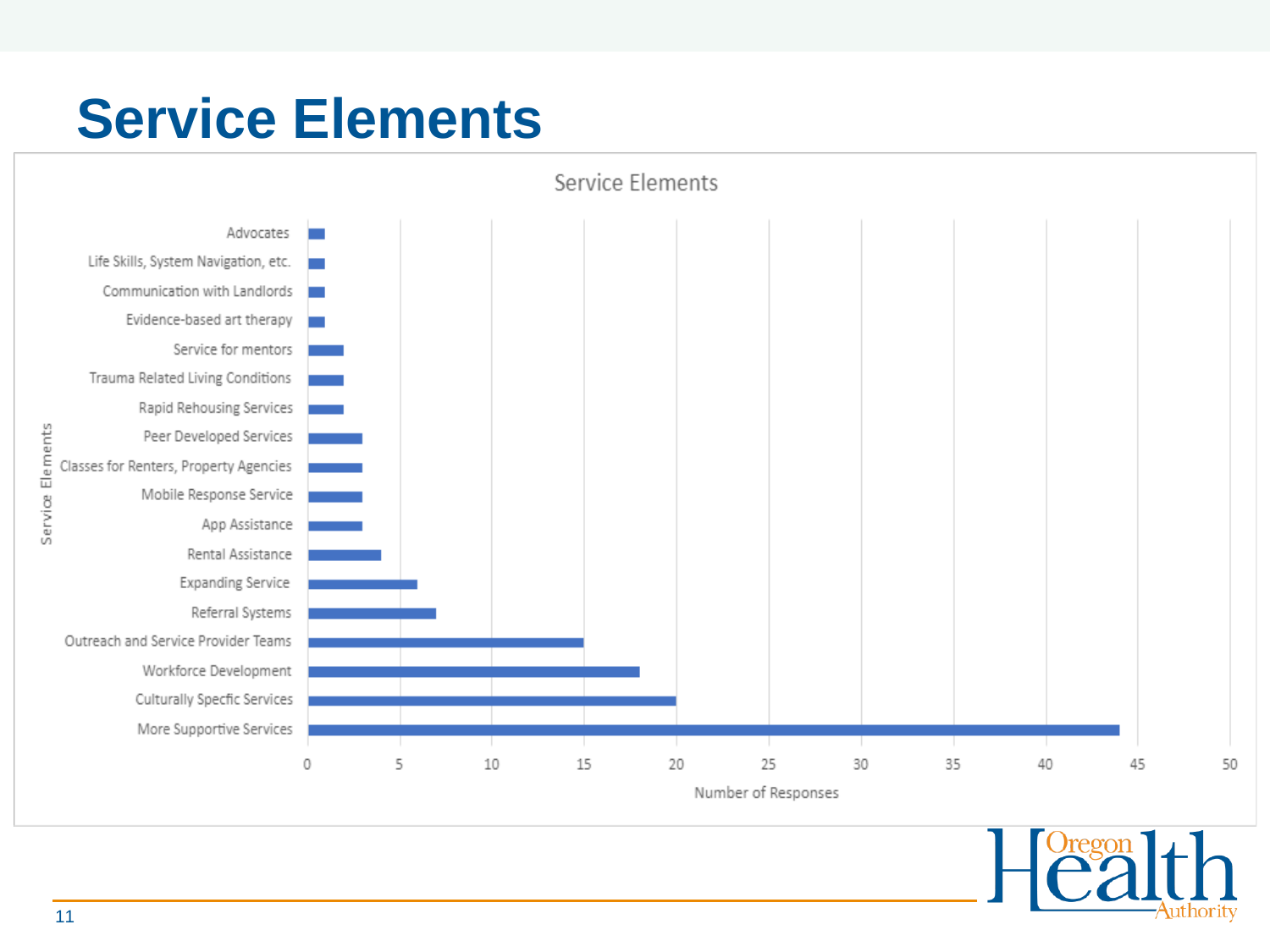# Service Elements

**Service Elements**

| Service Elements | Number of Responses |
|---|---|
| Advocates | 1 |
| Life Skills, System Navigation, etc. | 1 |
| Communication with Landlords | 1 |
| Evidence-based art therapy | 1 |
| Service for mentors | 2 |
| Trauma Related Living Conditions | 2 |
| Rapid Rehousing Services | 2 |
| Peer Developed Services | 3 |
| Classes for Renters, Property Agencies | 3 |
| Mobile Response Service | 3 |
| App Assistance | 3 |
| Rental Assistance | 4 |
| Expanding Service | 6 |
| Referral Systems | 7 |
| Outreach and Service Provider Teams | 15 |
| Workforce Development | 18 |
| Culturally Specfic Services | 20 |
| More Supportive Services | 44 |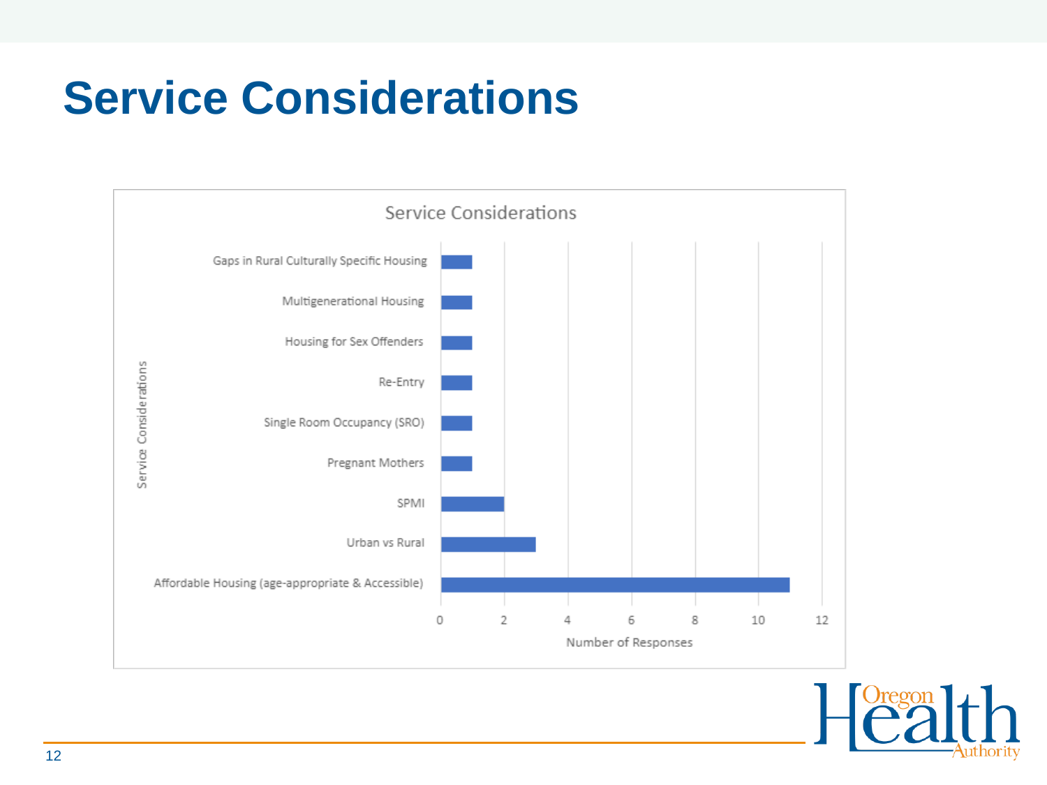# Service Considerations

| Service Considerations | Number of Responses |
| --- | --- |
| Gaps in Rural Culturally Specific Housing | 1 |
| Multigenerational Housing | 1 |
| Housing for Sex Offenders | 1 |
| Re-Entry | 1 |
| Single Room Occupancy (SRO) | 1 |
| Pregnant Mothers | 1 |
| SPMI | 2 |
| Urban vs Rural | 3 |
| Affordable Housing (age-appropriate & Accessible) | 11 |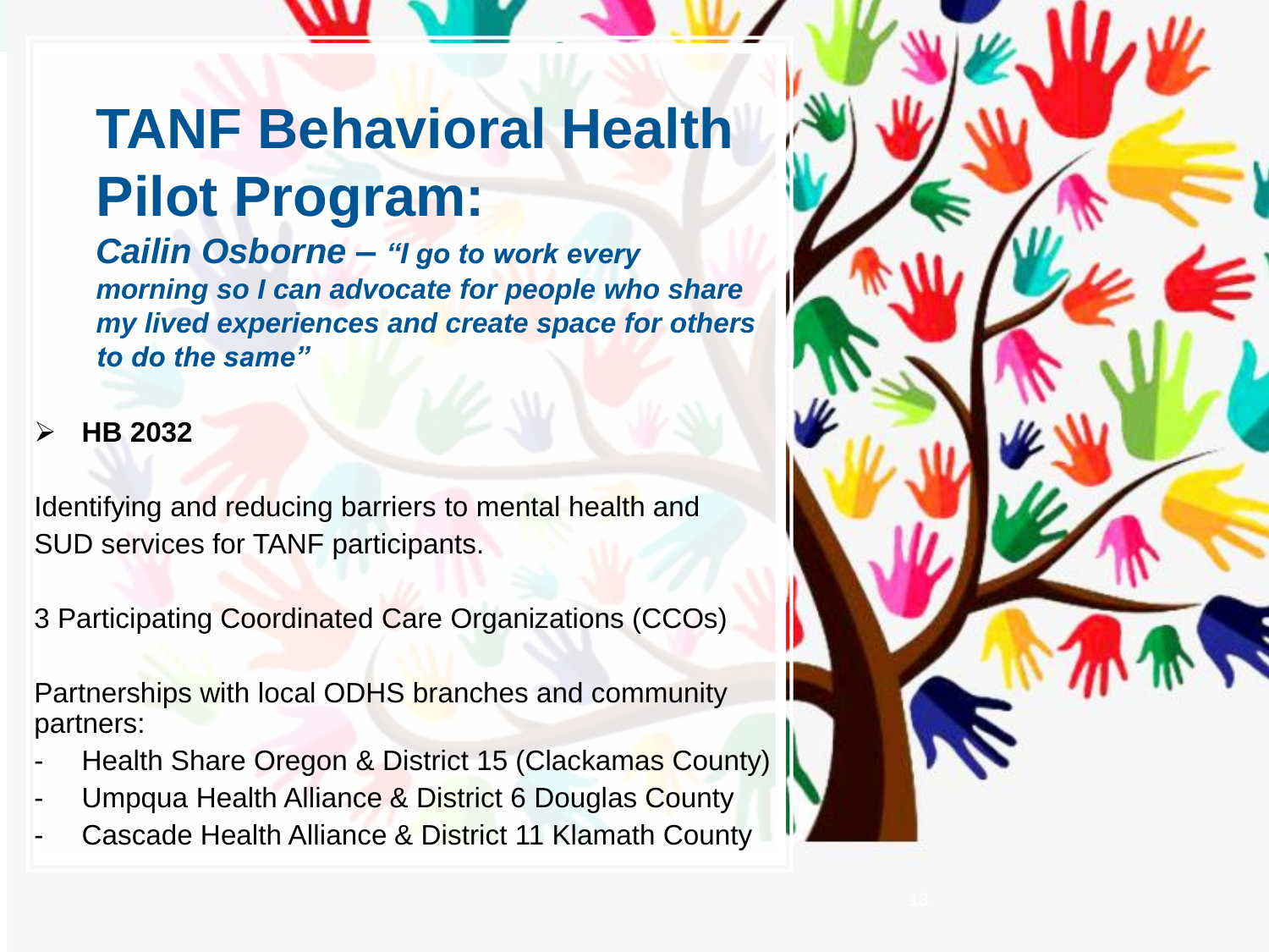# TANF Behavioral Health Pilot Program:

***Cailin Osborne – "I go to work every morning so I can advocate for people who share my lived experiences and create space for others to do the same"***

- **HB 2032**

Identifying and reducing barriers to mental health and SUD services for TANF participants.

3 Participating Coordinated Care Organizations (CCOs)

Partnerships with local ODHS branches and community partners:

- Health Share Oregon & District 15 (Clackamas County)
- Umpqua Health Alliance & District 6 Douglas County
- Cascade Health Alliance & District 11 Klamath County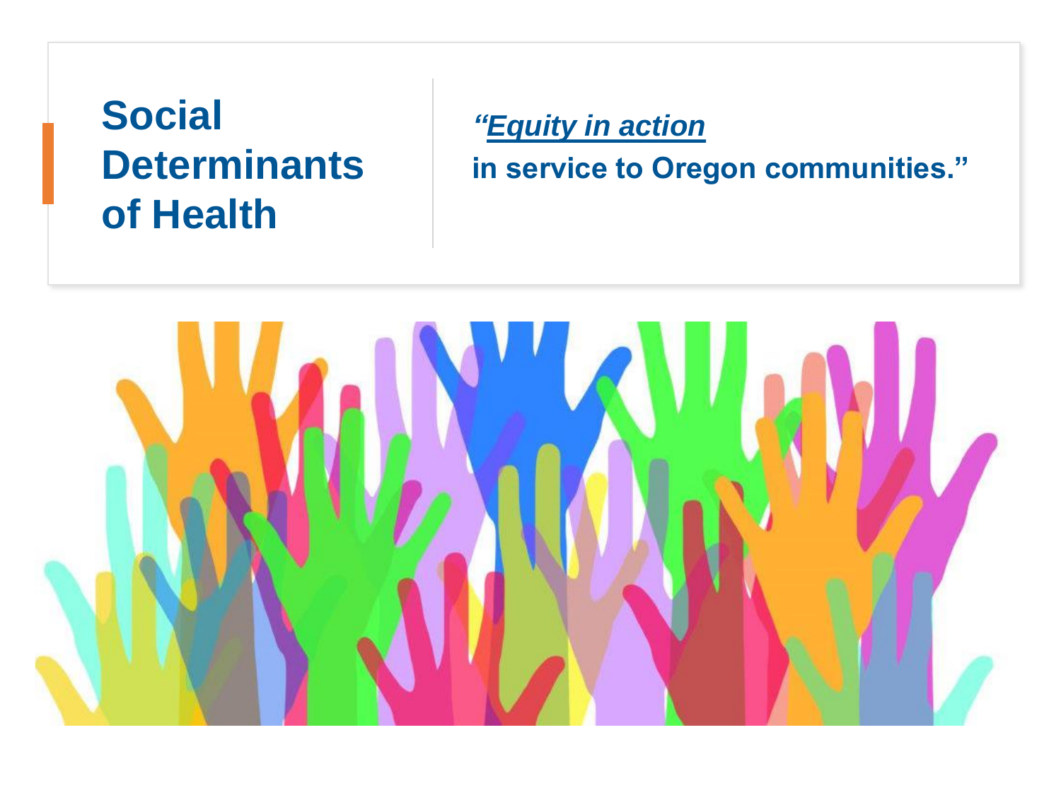# Social Determinants of Health

*"<u>Equity in action</u>*

**in service to Oregon communities."**